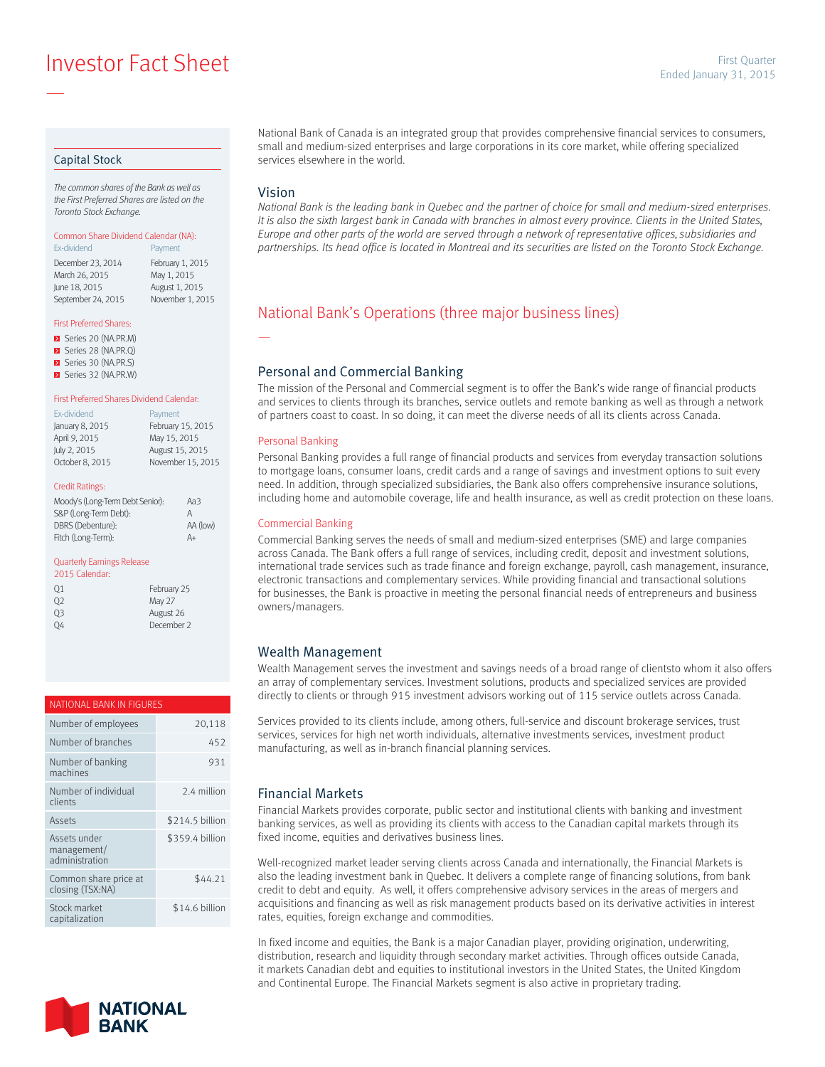# Investor Fact Sheet

First Quarter
Ended January 31, 2015

## Capital Stock

*The common shares of the Bank as well as the First Preferred Shares are listed on the Toronto Stock Exchange.*

Common Share Dividend Calendar (NA):

| Ex-dividend | Payment |
| --- | --- |
| December 23, 2014 | February 1, 2015 |
| March 26, 2015 | May 1, 2015 |
| June 18, 2015 | August 1, 2015 |
| September 24, 2015 | November 1, 2015 |

First Preferred Shares:

- Series 20 (NA.PR.M)
- Series 28 (NA.PR.Q)
- Series 30 (NA.PR.S)
- Series 32 (NA.PR.W)

First Preferred Shares Dividend Calendar:

| Ex-dividend | Payment |
| --- | --- |
| January 8, 2015 | February 15, 2015 |
| April 9, 2015 | May 15, 2015 |
| July 2, 2015 | August 15, 2015 |
| October 8, 2015 | November 15, 2015 |

Credit Ratings:

| | |
| --- | --- |
| Moody's (Long-Term Debt Senior): | Aa3 |
| S&P (Long-Term Debt): | A |
| DBRS (Debenture): | AA (low) |
| Fitch (Long-Term): | A+ |

Quarterly Earnings Release 2015 Calendar:

| | |
| --- | --- |
| Q1 | February 25 |
| Q2 | May 27 |
| Q3 | August 26 |
| Q4 | December 2 |

| NATIONAL BANK IN FIGURES | |
| --- | --- |
| Number of employees | 20,118 |
| Number of branches | 452 |
| Number of banking machines | 931 |
| Number of individual clients | 2.4 million |
| Assets | $214.5 billion |
| Assets under management/ administration | $359.4 billion |
| Common share price at closing (TSX:NA) | $44.21 |
| Stock market capitalization | $14.6 billion |

National Bank of Canada is an integrated group that provides comprehensive financial services to consumers, small and medium-sized enterprises and large corporations in its core market, while offering specialized services elsewhere in the world.

### Vision

*National Bank is the leading bank in Quebec and the partner of choice for small and medium-sized enterprises. It is also the sixth largest bank in Canada with branches in almost every province. Clients in the United States, Europe and other parts of the world are served through a network of representative offices, subsidiaries and partnerships. Its head office is located in Montreal and its securities are listed on the Toronto Stock Exchange.*

## National Bank's Operations (three major business lines)

### Personal and Commercial Banking

The mission of the Personal and Commercial segment is to offer the Bank's wide range of financial products and services to clients through its branches, service outlets and remote banking as well as through a network of partners coast to coast. In so doing, it can meet the diverse needs of all its clients across Canada.

#### Personal Banking

Personal Banking provides a full range of financial products and services from everyday transaction solutions to mortgage loans, consumer loans, credit cards and a range of savings and investment options to suit every need. In addition, through specialized subsidiaries, the Bank also offers comprehensive insurance solutions, including home and automobile coverage, life and health insurance, as well as credit protection on these loans.

#### Commercial Banking

Commercial Banking serves the needs of small and medium-sized enterprises (SME) and large companies across Canada. The Bank offers a full range of services, including credit, deposit and investment solutions, international trade services such as trade finance and foreign exchange, payroll, cash management, insurance, electronic transactions and complementary services. While providing financial and transactional solutions for businesses, the Bank is proactive in meeting the personal financial needs of entrepreneurs and business owners/managers.

### Wealth Management

Wealth Management serves the investment and savings needs of a broad range of clientsto whom it also offers an array of complementary services. Investment solutions, products and specialized services are provided directly to clients or through 915 investment advisors working out of 115 service outlets across Canada.

Services provided to its clients include, among others, full-service and discount brokerage services, trust services, services for high net worth individuals, alternative investments services, investment product manufacturing, as well as in-branch financial planning services.

### Financial Markets

Financial Markets provides corporate, public sector and institutional clients with banking and investment banking services, as well as providing its clients with access to the Canadian capital markets through its fixed income, equities and derivatives business lines.

Well-recognized market leader serving clients across Canada and internationally, the Financial Markets is also the leading investment bank in Quebec. It delivers a complete range of financing solutions, from bank credit to debt and equity. As well, it offers comprehensive advisory services in the areas of mergers and acquisitions and financing as well as risk management products based on its derivative activities in interest rates, equities, foreign exchange and commodities.

In fixed income and equities, the Bank is a major Canadian player, providing origination, underwriting, distribution, research and liquidity through secondary market activities. Through offices outside Canada, it markets Canadian debt and equities to institutional investors in the United States, the United Kingdom and Continental Europe. The Financial Markets segment is also active in proprietary trading.

NATIONAL BANK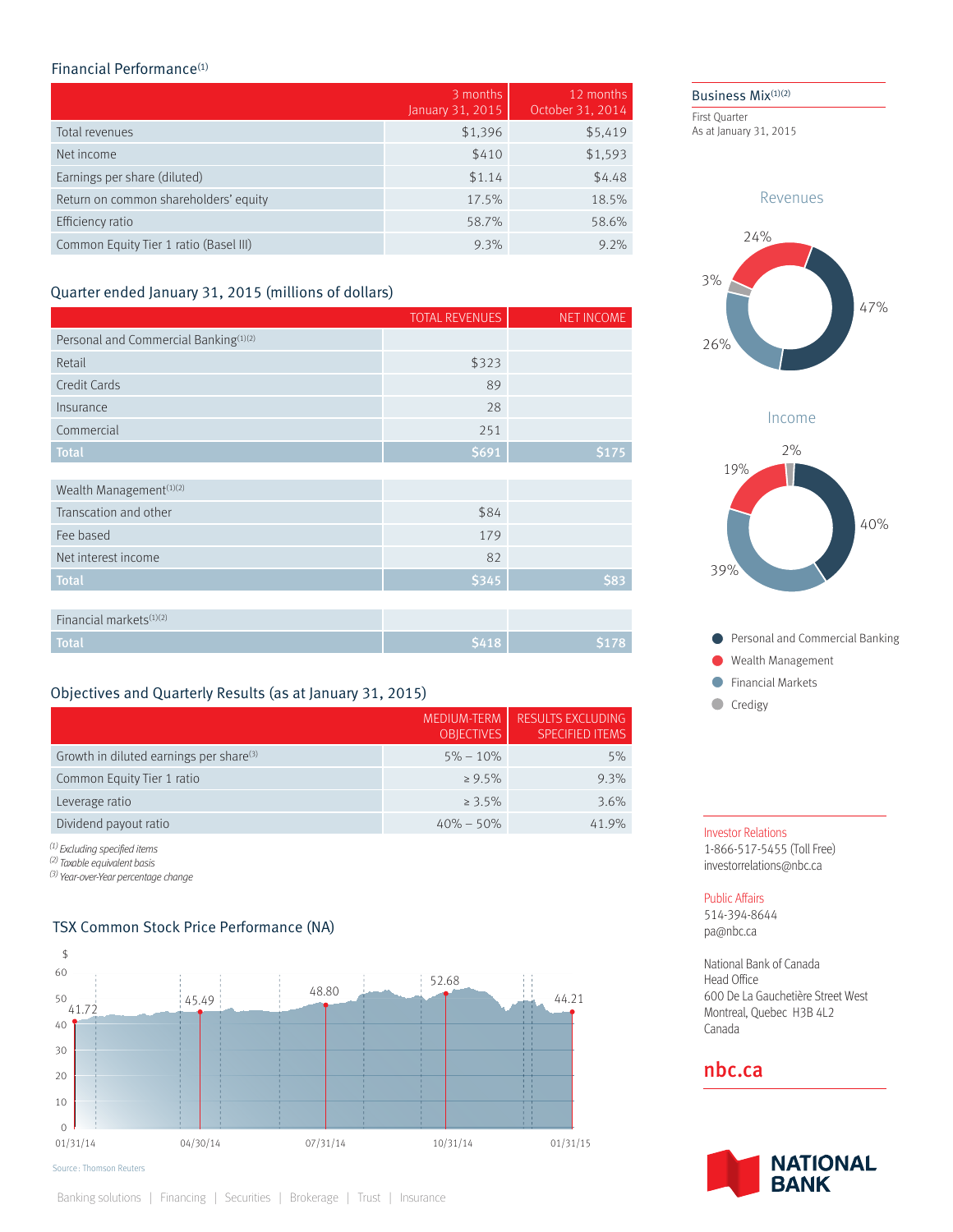## Financial Performance[1]

| | 3 months January 31, 2015 | 12 months October 31, 2014 |
|---|---|---|
| Total revenues | $1,396 | $5,419 |
| Net income | $410 | $1,593 |
| Earnings per share (diluted) | $1.14 | $4.48 |
| Return on common shareholders' equity | 17.5% | 18.5% |
| Efficiency ratio | 58.7% | 58.6% |
| Common Equity Tier 1 ratio (Basel III) | 9.3% | 9.2% |

## Quarter ended January 31, 2015 (millions of dollars)

| | TOTAL REVENUES | NET INCOME |
|---|---|---|
| Personal and Commercial Banking[1][2] | | |
| Retail | $323 | |
| Credit Cards | 89 | |
| Insurance | 28 | |
| Commercial | 251 | |
| **Total** | **$691** | **$175** |
| Wealth Management[1][2] | | |
| Transcation and other | $84 | |
| Fee based | 179 | |
| Net interest income | 82 | |
| **Total** | **$345** | **$83** |
| Financial markets[1][2] | | |
| **Total** | **$418** | **$178** |

## Objectives and Quarterly Results (as at January 31, 2015)

| | MEDIUM-TERM OBJECTIVES | RESULTS EXCLUDING SPECIFIED ITEMS |
|---|---|---|
| Growth in diluted earnings per share[3] | 5% – 10% | 5% |
| Common Equity Tier 1 ratio | ≥ 9.5% | 9.3% |
| Leverage ratio | ≥ 3.5% | 3.6% |
| Dividend payout ratio | 40% – 50% | 41.9% |

*(1) Excluding specified items*
*(2) Taxable equivalent basis*
*(3) Year-over-Year percentage change*

## TSX Common Stock Price Performance (NA)

$
60
50
40
30
20
10
0
41.72
45.49
48.80
52.68
44.21
01/31/14
04/30/14
07/31/14
10/31/14
01/31/15

Source: Thomson Reuters

## Business Mix[1][2]

First Quarter
As at January 31, 2015

Revenues
24%
3%
47%
26%

Income
2%
19%
40%
39%

- Personal and Commercial Banking
- Wealth Management
- Financial Markets
- Credigy

Investor Relations
1-866-517-5455 (Toll Free)
investorrelations@nbc.ca

Public Affairs
514-394-8644
pa@nbc.ca

National Bank of Canada
Head Office
600 De La Gauchetière Street West
Montreal, Quebec H3B 4L2
Canada

**nbc.ca**

NATIONAL BANK

Banking solutions | Financing | Securities | Brokerage | Trust | Insurance